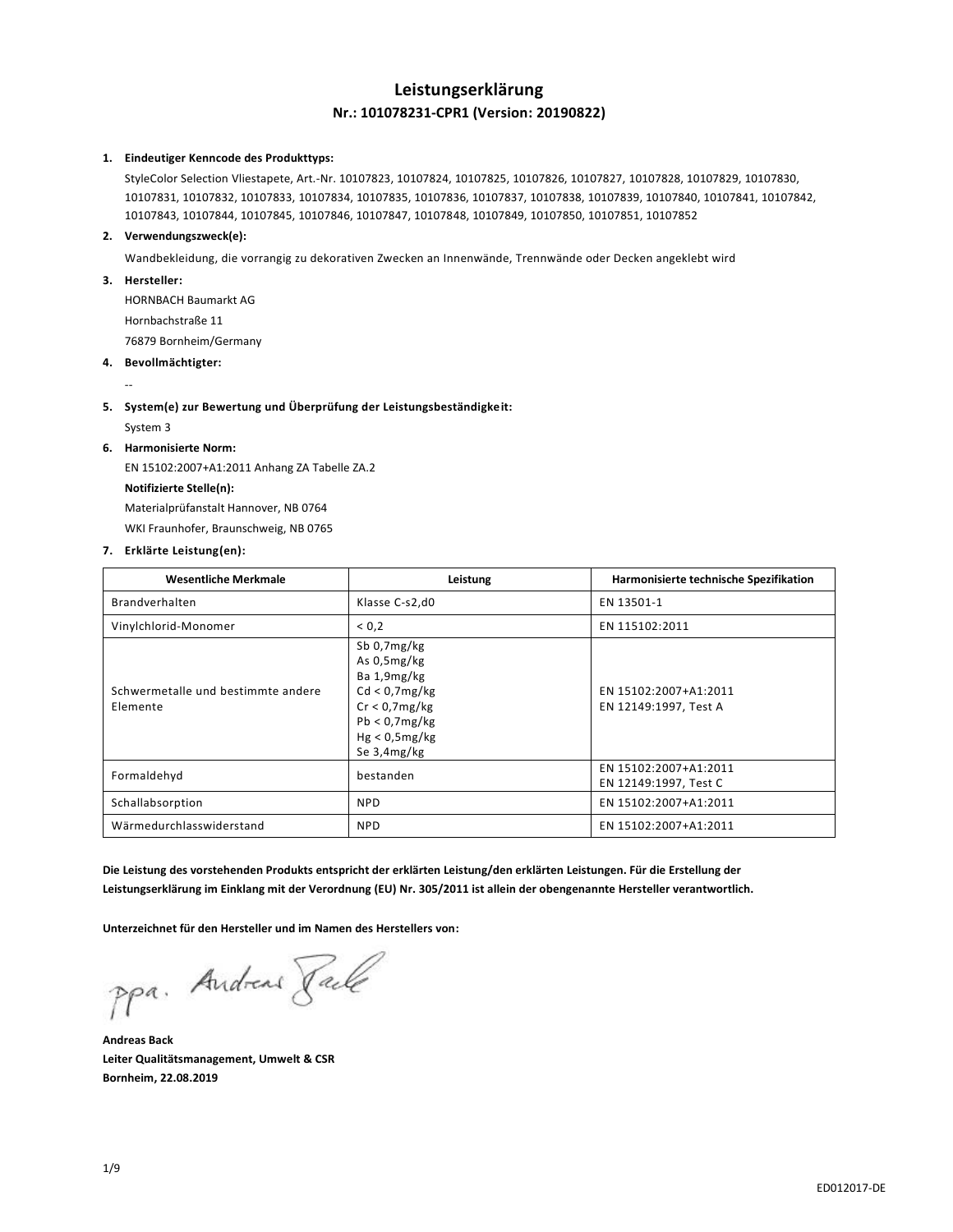# Leistungserklärung

## Nr.: 101078231-CPR1 (Version: 20190822)

1. **Eindeutiger Kenncode des Produkttyps:**

   StyleColor Selection Vliestapete, Art.-Nr. 10107823, 10107824, 10107825, 10107826, 10107827, 10107828, 10107829, 10107830, 10107831, 10107832, 10107833, 10107834, 10107835, 10107836, 10107837, 10107838, 10107839, 10107840, 10107841, 10107842, 10107843, 10107844, 10107845, 10107846, 10107847, 10107848, 10107849, 10107850, 10107851, 10107852

2. **Verwendungszweck(e):**

   Wandbekleidung, die vorrangig zu dekorativen Zwecken an Innenwände, Trennwände oder Decken angeklebt wird

3. **Hersteller:**

   HORNBACH Baumarkt AG
   Hornbachstraße 11
   76879 Bornheim/Germany

4. **Bevollmächtigter:**

   --

5. **System(e) zur Bewertung und Überprüfung der Leistungsbeständigkeit:**

   System 3

6. **Harmonisierte Norm:**

   EN 15102:2007+A1:2011 Anhang ZA Tabelle ZA.2

   **Notifizierte Stelle(n):**

   Materialprüfanstalt Hannover, NB 0764
   WKI Fraunhofer, Braunschweig, NB 0765

7. **Erklärte Leistung(en):**

| Wesentliche Merkmale | Leistung | Harmonisierte technische Spezifikation |
|---|---|---|
| Brandverhalten | Klasse C-s2,d0 | EN 13501-1 |
| Vinylchlorid-Monomer | < 0,2 | EN 115102:2011 |
| Schwermetalle und bestimmte andere Elemente | Sb 0,7mg/kg<br>As 0,5mg/kg<br>Ba 1,9mg/kg<br>Cd < 0,7mg/kg<br>Cr < 0,7mg/kg<br>Pb < 0,7mg/kg<br>Hg < 0,5mg/kg<br>Se 3,4mg/kg | EN 15102:2007+A1:2011<br>EN 12149:1997, Test A |
| Formaldehyd | bestanden | EN 15102:2007+A1:2011<br>EN 12149:1997, Test C |
| Schallabsorption | NPD | EN 15102:2007+A1:2011 |
| Wärmedurchlasswiderstand | NPD | EN 15102:2007+A1:2011 |

**Die Leistung des vorstehenden Produkts entspricht der erklärten Leistung/den erklärten Leistungen. Für die Erstellung der Leistungserklärung im Einklang mit der Verordnung (EU) Nr. 305/2011 ist allein der obengenannte Hersteller verantwortlich.**

**Unterzeichnet für den Hersteller und im Namen des Herstellers von:**

ppa. Andreas Back

**Andreas Back**
**Leiter Qualitätsmanagement, Umwelt & CSR**
**Bornheim, 22.08.2019**

ED012017-DE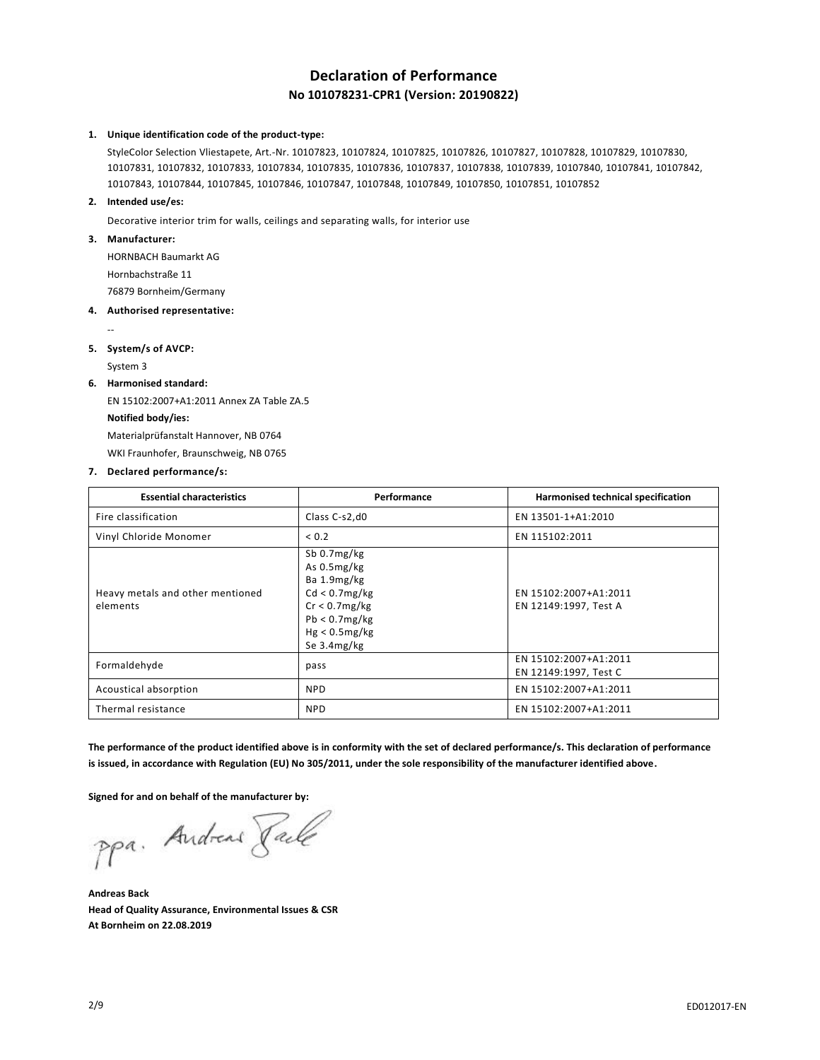# Declaration of Performance

## No 101078231-CPR1 (Version: 20190822)

1. **Unique identification code of the product-type:**

   StyleColor Selection Vliestapete, Art.-Nr. 10107823, 10107824, 10107825, 10107826, 10107827, 10107828, 10107829, 10107830, 10107831, 10107832, 10107833, 10107834, 10107835, 10107836, 10107837, 10107838, 10107839, 10107840, 10107841, 10107842, 10107843, 10107844, 10107845, 10107846, 10107847, 10107848, 10107849, 10107850, 10107851, 10107852

2. **Intended use/es:**

   Decorative interior trim for walls, ceilings and separating walls, for interior use

3. **Manufacturer:**

   HORNBACH Baumarkt AG
   Hornbachstraße 11
   76879 Bornheim/Germany

4. **Authorised representative:**

   --

5. **System/s of AVCP:**

   System 3

6. **Harmonised standard:**

   EN 15102:2007+A1:2011 Annex ZA Table ZA.5

   **Notified body/ies:**

   Materialprüfanstalt Hannover, NB 0764
   WKI Fraunhofer, Braunschweig, NB 0765

7. **Declared performance/s:**

| Essential characteristics | Performance | Harmonised technical specification |
|---|---|---|
| Fire classification | Class C-s2,d0 | EN 13501-1+A1:2010 |
| Vinyl Chloride Monomer | < 0.2 | EN 115102:2011 |
| Heavy metals and other mentioned elements | Sb 0.7mg/kg<br>As 0.5mg/kg<br>Ba 1.9mg/kg<br>Cd < 0.7mg/kg<br>Cr < 0.7mg/kg<br>Pb < 0.7mg/kg<br>Hg < 0.5mg/kg<br>Se 3.4mg/kg | EN 15102:2007+A1:2011<br>EN 12149:1997, Test A |
| Formaldehyde | pass | EN 15102:2007+A1:2011<br>EN 12149:1997, Test C |
| Acoustical absorption | NPD | EN 15102:2007+A1:2011 |
| Thermal resistance | NPD | EN 15102:2007+A1:2011 |

**The performance of the product identified above is in conformity with the set of declared performance/s. This declaration of performance is issued, in accordance with Regulation (EU) No 305/2011, under the sole responsibility of the manufacturer identified above.**

**Signed for and on behalf of the manufacturer by:**

ppa. Andreas Back

**Andreas Back**
**Head of Quality Assurance, Environmental Issues & CSR**
**At Bornheim on 22.08.2019**

ED012017-EN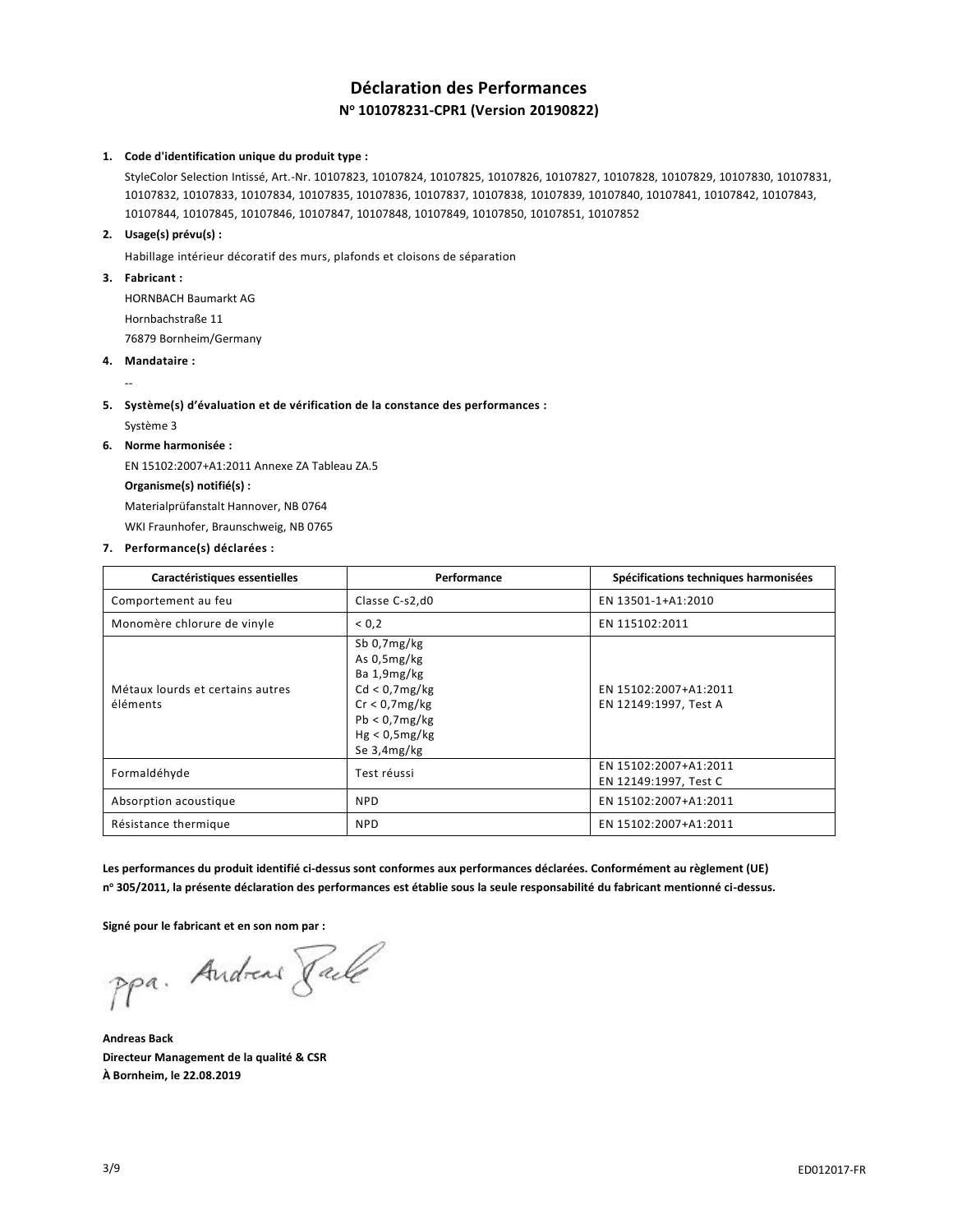# Déclaration des Performances

## N° 101078231-CPR1 (Version 20190822)

1. **Code d'identification unique du produit type :**

   StyleColor Selection Intissé, Art.-Nr. 10107823, 10107824, 10107825, 10107826, 10107827, 10107828, 10107829, 10107830, 10107831, 10107832, 10107833, 10107834, 10107835, 10107836, 10107837, 10107838, 10107839, 10107840, 10107841, 10107842, 10107843, 10107844, 10107845, 10107846, 10107847, 10107848, 10107849, 10107850, 10107851, 10107852

2. **Usage(s) prévu(s) :**

   Habillage intérieur décoratif des murs, plafonds et cloisons de séparation

3. **Fabricant :**

   HORNBACH Baumarkt AG
   Hornbachstraße 11
   76879 Bornheim/Germany

4. **Mandataire :**

   --

5. **Système(s) d'évaluation et de vérification de la constance des performances :**

   Système 3

6. **Norme harmonisée :**

   EN 15102:2007+A1:2011 Annexe ZA Tableau ZA.5

   **Organisme(s) notifié(s) :**

   Materialprüfanstalt Hannover, NB 0764
   WKI Fraunhofer, Braunschweig, NB 0765

7. **Performance(s) déclarées :**

| Caractéristiques essentielles | Performance | Spécifications techniques harmonisées |
|---|---|---|
| Comportement au feu | Classe C-s2,d0 | EN 13501-1+A1:2010 |
| Monomère chlorure de vinyle | < 0,2 | EN 115102:2011 |
| Métaux lourds et certains autres éléments | Sb 0,7mg/kg<br>As 0,5mg/kg<br>Ba 1,9mg/kg<br>Cd < 0,7mg/kg<br>Cr < 0,7mg/kg<br>Pb < 0,7mg/kg<br>Hg < 0,5mg/kg<br>Se 3,4mg/kg | EN 15102:2007+A1:2011<br>EN 12149:1997, Test A |
| Formaldéhyde | Test réussi | EN 15102:2007+A1:2011<br>EN 12149:1997, Test C |
| Absorption acoustique | NPD | EN 15102:2007+A1:2011 |
| Résistance thermique | NPD | EN 15102:2007+A1:2011 |

**Les performances du produit identifié ci-dessus sont conformes aux performances déclarées. Conformément au règlement (UE) n° 305/2011, la présente déclaration des performances est établie sous la seule responsabilité du fabricant mentionné ci-dessus.**

**Signé pour le fabricant et en son nom par :**

ppa. Andreas Back

**Andreas Back**
**Directeur Management de la qualité & CSR**
**À Bornheim, le 22.08.2019**

ED012017-FR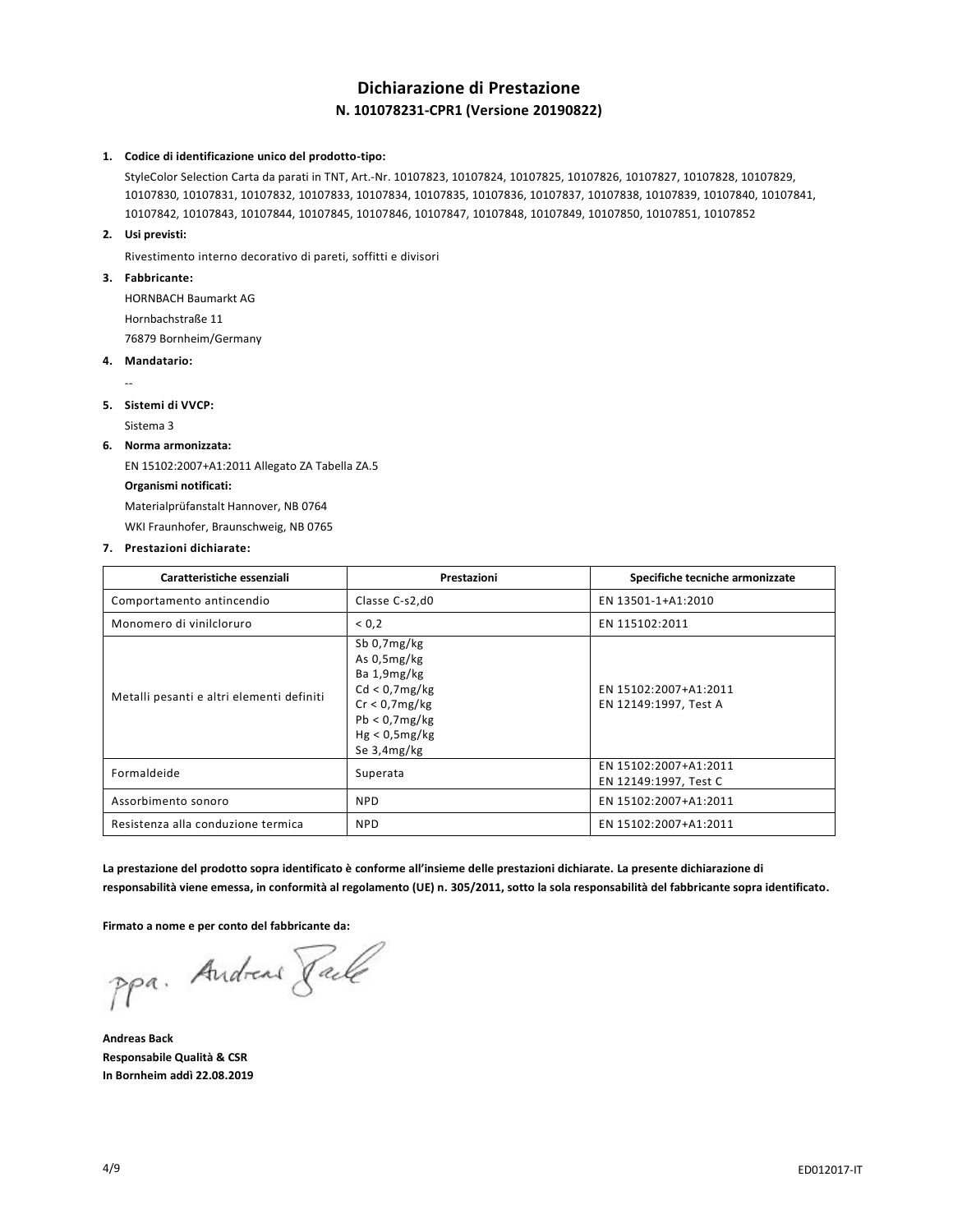# Dichiarazione di Prestazione

## N. 101078231-CPR1 (Versione 20190822)

1. **Codice di identificazione unico del prodotto-tipo:**

   StyleColor Selection Carta da parati in TNT, Art.-Nr. 10107823, 10107824, 10107825, 10107826, 10107827, 10107828, 10107829, 10107830, 10107831, 10107832, 10107833, 10107834, 10107835, 10107836, 10107837, 10107838, 10107839, 10107840, 10107841, 10107842, 10107843, 10107844, 10107845, 10107846, 10107847, 10107848, 10107849, 10107850, 10107851, 10107852

2. **Usi previsti:**

   Rivestimento interno decorativo di pareti, soffitti e divisori

3. **Fabbricante:**

   HORNBACH Baumarkt AG

   Hornbachstraße 11

   76879 Bornheim/Germany

4. **Mandatario:**

   --

5. **Sistemi di VVCP:**

   Sistema 3

6. **Norma armonizzata:**

   EN 15102:2007+A1:2011 Allegato ZA Tabella ZA.5

   **Organismi notificati:**

   Materialprüfanstalt Hannover, NB 0764

   WKI Fraunhofer, Braunschweig, NB 0765

7. **Prestazioni dichiarate:**

| Caratteristiche essenziali | Prestazioni | Specifiche tecniche armonizzate |
|---|---|---|
| Comportamento antincendio | Classe C-s2,d0 | EN 13501-1+A1:2010 |
| Monomero di vinilcloruro | < 0,2 | EN 115102:2011 |
| Metalli pesanti e altri elementi definiti | Sb 0,7mg/kg<br>As 0,5mg/kg<br>Ba 1,9mg/kg<br>Cd < 0,7mg/kg<br>Cr < 0,7mg/kg<br>Pb < 0,7mg/kg<br>Hg < 0,5mg/kg<br>Se 3,4mg/kg | EN 15102:2007+A1:2011<br>EN 12149:1997, Test A |
| Formaldeide | Superata | EN 15102:2007+A1:2011<br>EN 12149:1997, Test C |
| Assorbimento sonoro | NPD | EN 15102:2007+A1:2011 |
| Resistenza alla conduzione termica | NPD | EN 15102:2007+A1:2011 |

**La prestazione del prodotto sopra identificato è conforme all'insieme delle prestazioni dichiarate. La presente dichiarazione di responsabilità viene emessa, in conformità al regolamento (UE) n. 305/2011, sotto la sola responsabilità del fabbricante sopra identificato.**

**Firmato a nome e per conto del fabbricante da:**

ppa. Andreas Back

**Andreas Back**
**Responsabile Qualità & CSR**
**In Bornheim addì 22.08.2019**

ED012017-IT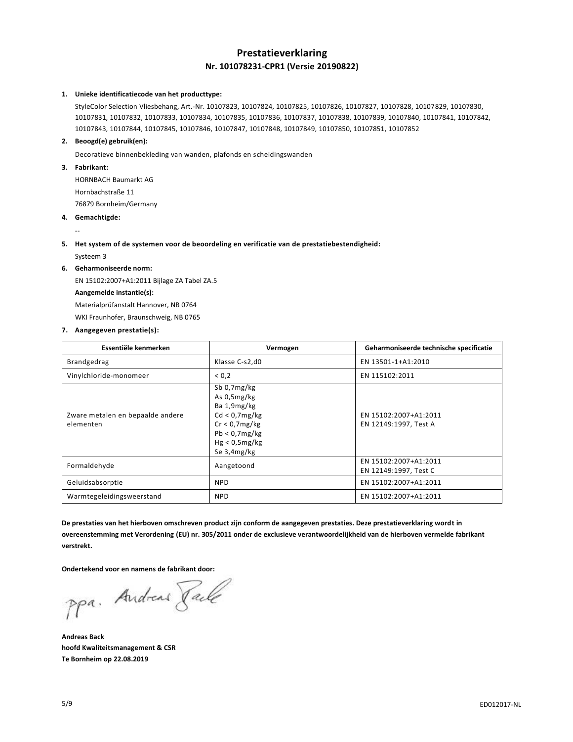# Prestatieverklaring

## Nr. 101078231-CPR1 (Versie 20190822)

1. **Unieke identificatiecode van het producttype:**

   StyleColor Selection Vliesbehang, Art.-Nr. 10107823, 10107824, 10107825, 10107826, 10107827, 10107828, 10107829, 10107830, 10107831, 10107832, 10107833, 10107834, 10107835, 10107836, 10107837, 10107838, 10107839, 10107840, 10107841, 10107842, 10107843, 10107844, 10107845, 10107846, 10107847, 10107848, 10107849, 10107850, 10107851, 10107852

2. **Beoogd(e) gebruik(en):**

   Decoratieve binnenbekleding van wanden, plafonds en scheidingswanden

3. **Fabrikant:**

   HORNBACH Baumarkt AG
   Hornbachstraße 11
   76879 Bornheim/Germany

4. **Gemachtigde:**

   --

5. **Het system of de systemen voor de beoordeling en verificatie van de prestatiebestendigheid:**

   Systeem 3

6. **Geharmoniseerde norm:**

   EN 15102:2007+A1:2011 Bijlage ZA Tabel ZA.5

   **Aangemelde instantie(s):**

   Materialprüfanstalt Hannover, NB 0764
   WKI Fraunhofer, Braunschweig, NB 0765

7. **Aangegeven prestatie(s):**

| Essentiële kenmerken | Vermogen | Geharmoniseerde technische specificatie |
|---|---|---|
| Brandgedrag | Klasse C-s2,d0 | EN 13501-1+A1:2010 |
| Vinylchloride-monomeer | < 0,2 | EN 115102:2011 |
| Zware metalen en bepaalde andere elementen | Sb 0,7mg/kg<br>As 0,5mg/kg<br>Ba 1,9mg/kg<br>Cd < 0,7mg/kg<br>Cr < 0,7mg/kg<br>Pb < 0,7mg/kg<br>Hg < 0,5mg/kg<br>Se 3,4mg/kg | EN 15102:2007+A1:2011<br>EN 12149:1997, Test A |
| Formaldehyde | Aangetoond | EN 15102:2007+A1:2011<br>EN 12149:1997, Test C |
| Geluidsabsorptie | NPD | EN 15102:2007+A1:2011 |
| Warmtegeleidingsweerstand | NPD | EN 15102:2007+A1:2011 |

**De prestaties van het hierboven omschreven product zijn conform de aangegeven prestaties. Deze prestatieverklaring wordt in overeenstemming met Verordening (EU) nr. 305/2011 onder de exclusieve verantwoordelijkheid van de hierboven vermelde fabrikant verstrekt.**

**Ondertekend voor en namens de fabrikant door:**

ppa. Andreas Back

**Andreas Back**
**hoofd Kwaliteitsmanagement & CSR**
**Te Bornheim op 22.08.2019**

ED012017-NL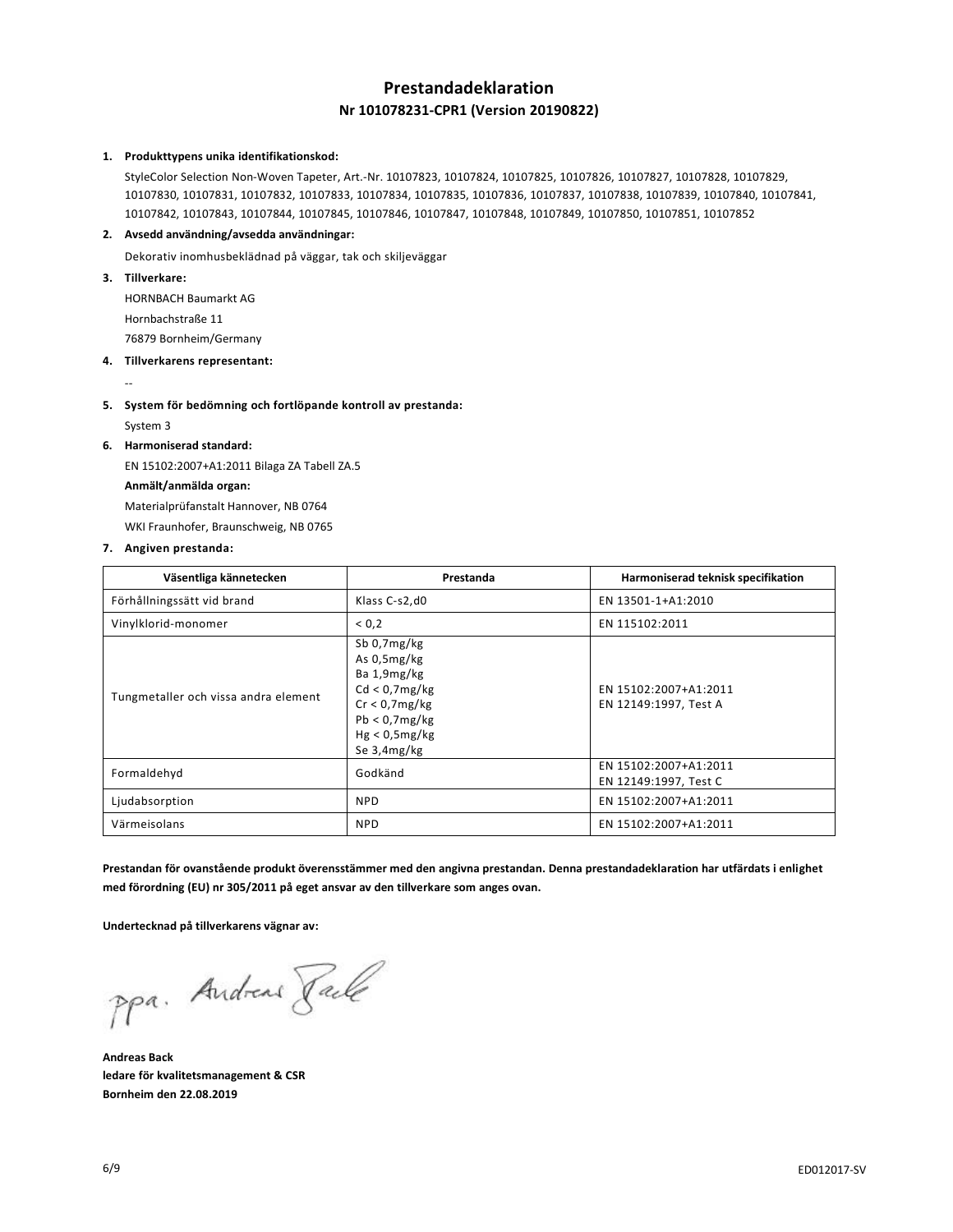# Prestandadeklaration

## Nr 101078231-CPR1 (Version 20190822)

1. **Produkttypens unika identifikationskod:**

   StyleColor Selection Non-Woven Tapeter, Art.-Nr. 10107823, 10107824, 10107825, 10107826, 10107827, 10107828, 10107829, 10107830, 10107831, 10107832, 10107833, 10107834, 10107835, 10107836, 10107837, 10107838, 10107839, 10107840, 10107841, 10107842, 10107843, 10107844, 10107845, 10107846, 10107847, 10107848, 10107849, 10107850, 10107851, 10107852

2. **Avsedd användning/avsedda användningar:**

   Dekorativ inomhusbeklädnad på väggar, tak och skiljeväggar

3. **Tillverkare:**

   HORNBACH Baumarkt AG
   Hornbachstraße 11
   76879 Bornheim/Germany

4. **Tillverkarens representant:**

   --

5. **System för bedömning och fortlöpande kontroll av prestanda:**

   System 3

6. **Harmoniserad standard:**

   EN 15102:2007+A1:2011 Bilaga ZA Tabell ZA.5

   **Anmält/anmälda organ:**

   Materialprüfanstalt Hannover, NB 0764
   WKI Fraunhofer, Braunschweig, NB 0765

7. **Angiven prestanda:**

| Väsentliga kännetecken | Prestanda | Harmoniserad teknisk specifikation |
|---|---|---|
| Förhållningssätt vid brand | Klass C-s2,d0 | EN 13501-1+A1:2010 |
| Vinylklorid-monomer | < 0,2 | EN 115102:2011 |
| Tungmetaller och vissa andra element | Sb 0,7mg/kg<br>As 0,5mg/kg<br>Ba 1,9mg/kg<br>Cd < 0,7mg/kg<br>Cr < 0,7mg/kg<br>Pb < 0,7mg/kg<br>Hg < 0,5mg/kg<br>Se 3,4mg/kg | EN 15102:2007+A1:2011<br>EN 12149:1997, Test A |
| Formaldehyd | Godkänd | EN 15102:2007+A1:2011<br>EN 12149:1997, Test C |
| Ljudabsorption | NPD | EN 15102:2007+A1:2011 |
| Värmeisolans | NPD | EN 15102:2007+A1:2011 |

**Prestandan för ovanstående produkt överensstämmer med den angivna prestandan. Denna prestandadeklaration har utfärdats i enlighet med förordning (EU) nr 305/2011 på eget ansvar av den tillverkare som anges ovan.**

**Undertecknad på tillverkarens vägnar av:**

ppa. Andreas Back

**Andreas Back**
**ledare för kvalitetsmanagement & CSR**
**Bornheim den 22.08.2019**

ED012017-SV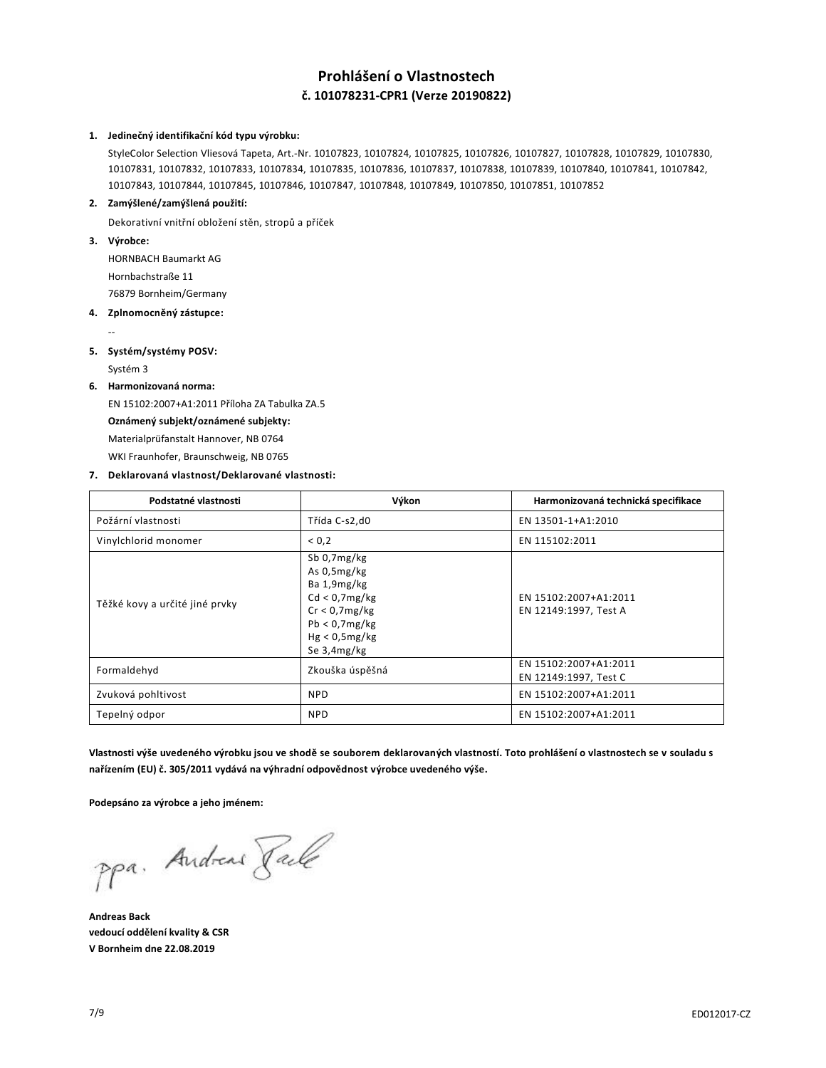# Prohlášení o Vlastnostech

## č. 101078231-CPR1 (Verze 20190822)

1. **Jedinečný identifikační kód typu výrobku:**

   StyleColor Selection Vliesová Tapeta, Art.-Nr. 10107823, 10107824, 10107825, 10107826, 10107827, 10107828, 10107829, 10107830, 10107831, 10107832, 10107833, 10107834, 10107835, 10107836, 10107837, 10107838, 10107839, 10107840, 10107841, 10107842, 10107843, 10107844, 10107845, 10107846, 10107847, 10107848, 10107849, 10107850, 10107851, 10107852

2. **Zamýšlené/zamýšlená použití:**

   Dekorativní vnitřní obložení stěn, stropů a příček

3. **Výrobce:**

   HORNBACH Baumarkt AG
   Hornbachstraße 11
   76879 Bornheim/Germany

4. **Zplnomocněný zástupce:**

   --

5. **Systém/systémy POSV:**

   Systém 3

6. **Harmonizovaná norma:**

   EN 15102:2007+A1:2011 Příloha ZA Tabulka ZA.5

   **Oznámený subjekt/oznámené subjekty:**

   Materialprüfanstalt Hannover, NB 0764
   WKI Fraunhofer, Braunschweig, NB 0765

7. **Deklarovaná vlastnost/Deklarované vlastnosti:**

| Podstatné vlastnosti | Výkon | Harmonizovaná technická specifikace |
|---|---|---|
| Požární vlastnosti | Třída C-s2,d0 | EN 13501-1+A1:2010 |
| Vinylchlorid monomer | < 0,2 | EN 115102:2011 |
| Těžké kovy a určité jiné prvky | Sb 0,7mg/kg<br>As 0,5mg/kg<br>Ba 1,9mg/kg<br>Cd < 0,7mg/kg<br>Cr < 0,7mg/kg<br>Pb < 0,7mg/kg<br>Hg < 0,5mg/kg<br>Se 3,4mg/kg | EN 15102:2007+A1:2011<br>EN 12149:1997, Test A |
| Formaldehyd | Zkouška úspěšná | EN 15102:2007+A1:2011<br>EN 12149:1997, Test C |
| Zvuková pohltivost | NPD | EN 15102:2007+A1:2011 |
| Tepelný odpor | NPD | EN 15102:2007+A1:2011 |

**Vlastnosti výše uvedeného výrobku jsou ve shodě se souborem deklarovaných vlastností. Toto prohlášení o vlastnostech se v souladu s nařízením (EU) č. 305/2011 vydává na výhradní odpovědnost výrobce uvedeného výše.**

**Podepsáno za výrobce a jeho jménem:**

ppa. Andreas Back

**Andreas Back**
**vedoucí oddělení kvality & CSR**
**V Bornheim dne 22.08.2019**

ED012017-CZ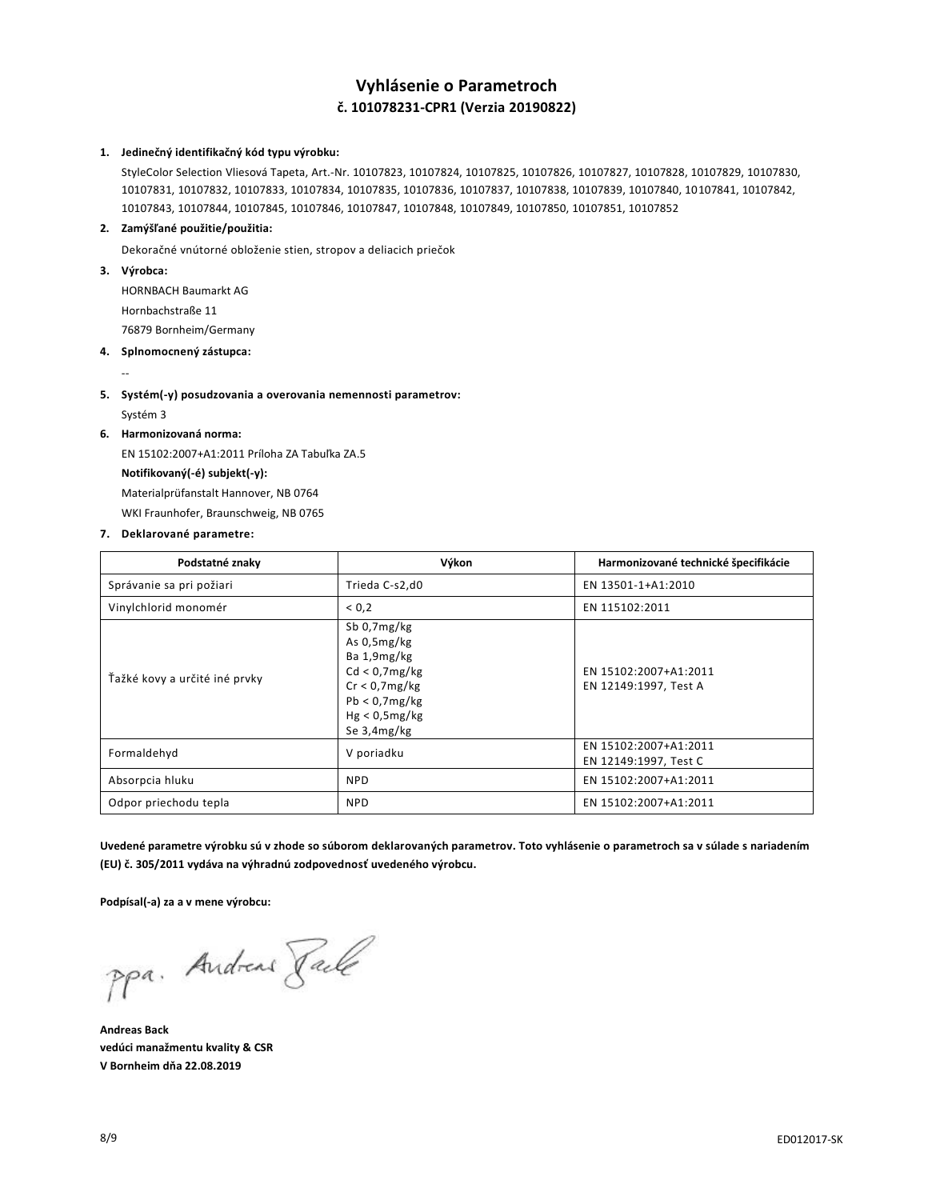# Vyhlásenie o Parametroch

## č. 101078231-CPR1 (Verzia 20190822)

1. **Jedinečný identifikačný kód typu výrobku:**

   StyleColor Selection Vliesová Tapeta, Art.-Nr. 10107823, 10107824, 10107825, 10107826, 10107827, 10107828, 10107829, 10107830, 10107831, 10107832, 10107833, 10107834, 10107835, 10107836, 10107837, 10107838, 10107839, 10107840, 10107841, 10107842, 10107843, 10107844, 10107845, 10107846, 10107847, 10107848, 10107849, 10107850, 10107851, 10107852

2. **Zamýšľané použitie/použitia:**

   Dekoračné vnútorné obloženie stien, stropov a deliacich priečok

3. **Výrobca:**

   HORNBACH Baumarkt AG
   Hornbachstraße 11
   76879 Bornheim/Germany

4. **Splnomocnený zástupca:**

   --

5. **Systém(-y) posudzovania a overovania nemennosti parametrov:**

   Systém 3

6. **Harmonizovaná norma:**

   EN 15102:2007+A1:2011 Príloha ZA Tabuľka ZA.5

   **Notifikovaný(-é) subjekt(-y):**

   Materialprüfanstalt Hannover, NB 0764
   WKI Fraunhofer, Braunschweig, NB 0765

7. **Deklarované parametre:**

| Podstatné znaky | Výkon | Harmonizované technické špecifikácie |
|---|---|---|
| Správanie sa pri požiari | Trieda C-s2,d0 | EN 13501-1+A1:2010 |
| Vinylchlorid monomér | < 0,2 | EN 115102:2011 |
| Ťažké kovy a určité iné prvky | Sb 0,7mg/kg<br>As 0,5mg/kg<br>Ba 1,9mg/kg<br>Cd < 0,7mg/kg<br>Cr < 0,7mg/kg<br>Pb < 0,7mg/kg<br>Hg < 0,5mg/kg<br>Se 3,4mg/kg | EN 15102:2007+A1:2011<br>EN 12149:1997, Test A |
| Formaldehyd | V poriadku | EN 15102:2007+A1:2011<br>EN 12149:1997, Test C |
| Absorpcia hluku | NPD | EN 15102:2007+A1:2011 |
| Odpor priechodu tepla | NPD | EN 15102:2007+A1:2011 |

**Uvedené parametre výrobku sú v zhode so súborom deklarovaných parametrov. Toto vyhlásenie o parametroch sa v súlade s nariadením (EU) č. 305/2011 vydáva na výhradnú zodpovednosť uvedeného výrobcu.**

**Podpísal(-a) za a v mene výrobcu:**

ppa. Andreas Back

**Andreas Back**
**vedúci manažmentu kvality & CSR**
**V Bornheim dňa 22.08.2019**

ED012017-SK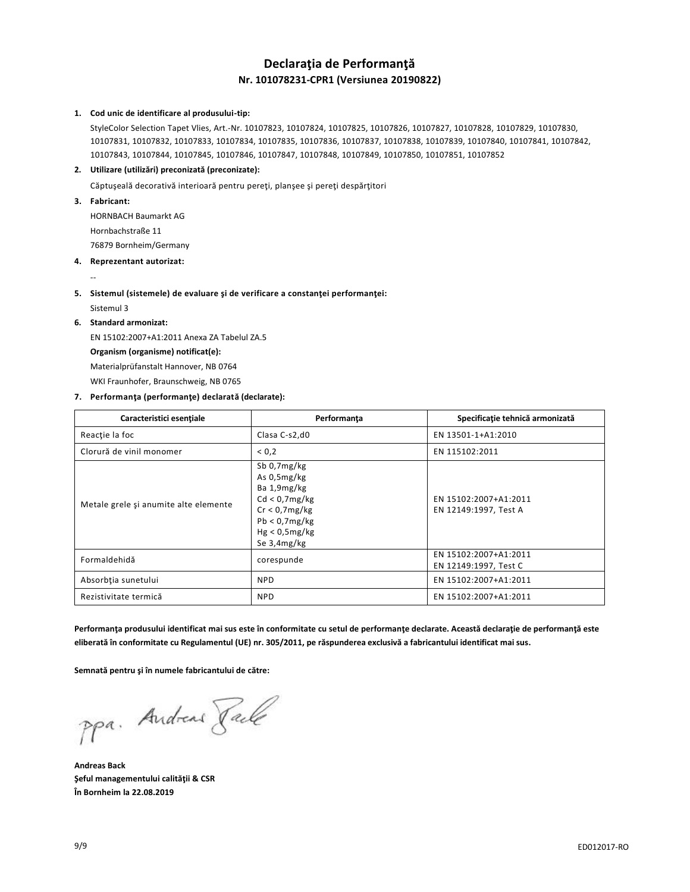# Declaraţia de Performanţă

## Nr. 101078231-CPR1 (Versiunea 20190822)

1. **Cod unic de identificare al produsului-tip:**

   StyleColor Selection Tapet Vlies, Art.-Nr. 10107823, 10107824, 10107825, 10107826, 10107827, 10107828, 10107829, 10107830, 10107831, 10107832, 10107833, 10107834, 10107835, 10107836, 10107837, 10107838, 10107839, 10107840, 10107841, 10107842, 10107843, 10107844, 10107845, 10107846, 10107847, 10107848, 10107849, 10107850, 10107851, 10107852

2. **Utilizare (utilizări) preconizată (preconizate):**

   Căptuşeală decorativă interioară pentru pereţi, planşee şi pereţi despărţitori

3. **Fabricant:**

   HORNBACH Baumarkt AG
   Hornbachstraße 11
   76879 Bornheim/Germany

4. **Reprezentant autorizat:**

   --

5. **Sistemul (sistemele) de evaluare şi de verificare a constanţei performanţei:**

   Sistemul 3

6. **Standard armonizat:**

   EN 15102:2007+A1:2011 Anexa ZA Tabelul ZA.5

   **Organism (organisme) notificat(e):**

   Materialprüfanstalt Hannover, NB 0764
   WKI Fraunhofer, Braunschweig, NB 0765

7. **Performanţa (performanţe) declarată (declarate):**

| Caracteristici esenţiale | Performanţa | Specificaţie tehnică armonizată |
|---|---|---|
| Reacţie la foc | Clasa C-s2,d0 | EN 13501-1+A1:2010 |
| Clorură de vinil monomer | < 0,2 | EN 115102:2011 |
| Metale grele şi anumite alte elemente | Sb 0,7mg/kg<br>As 0,5mg/kg<br>Ba 1,9mg/kg<br>Cd < 0,7mg/kg<br>Cr < 0,7mg/kg<br>Pb < 0,7mg/kg<br>Hg < 0,5mg/kg<br>Se 3,4mg/kg | EN 15102:2007+A1:2011<br>EN 12149:1997, Test A |
| Formaldehidă | corespunde | EN 15102:2007+A1:2011<br>EN 12149:1997, Test C |
| Absorbţia sunetului | NPD | EN 15102:2007+A1:2011 |
| Rezistivitate termică | NPD | EN 15102:2007+A1:2011 |

**Performanţa produsului identificat mai sus este în conformitate cu setul de performanţe declarate. Această declaraţie de performanţă este eliberată în conformitate cu Regulamentul (UE) nr. 305/2011, pe răspunderea exclusivă a fabricantului identificat mai sus.**

**Semnată pentru şi în numele fabricantului de către:**

ppa. Andreas Back

**Andreas Back**
**Şeful managementului calităţii & CSR**
**În Bornheim la 22.08.2019**

ED012017-RO